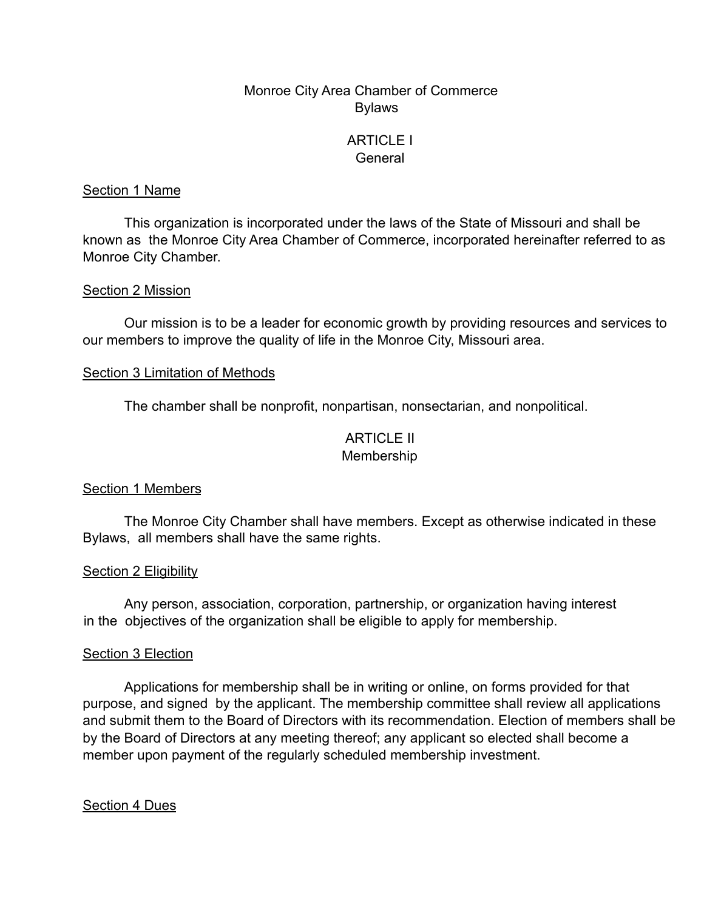# Monroe City Area Chamber of Commerce
# Bylaws

## ARTICLE I
## General

### Section 1 Name

This organization is incorporated under the laws of the State of Missouri and shall be known as the Monroe City Area Chamber of Commerce, incorporated hereinafter referred to as Monroe City Chamber.

### Section 2 Mission

Our mission is to be a leader for economic growth by providing resources and services to our members to improve the quality of life in the Monroe City, Missouri area.

### Section 3 Limitation of Methods

The chamber shall be nonprofit, nonpartisan, nonsectarian, and nonpolitical.

## ARTICLE II
## Membership

### Section 1 Members

The Monroe City Chamber shall have members. Except as otherwise indicated in these Bylaws, all members shall have the same rights.

### Section 2 Eligibility

Any person, association, corporation, partnership, or organization having interest in the objectives of the organization shall be eligible to apply for membership.

### Section 3 Election

Applications for membership shall be in writing or online, on forms provided for that purpose, and signed by the applicant. The membership committee shall review all applications and submit them to the Board of Directors with its recommendation. Election of members shall be by the Board of Directors at any meeting thereof; any applicant so elected shall become a member upon payment of the regularly scheduled membership investment.

### Section 4 Dues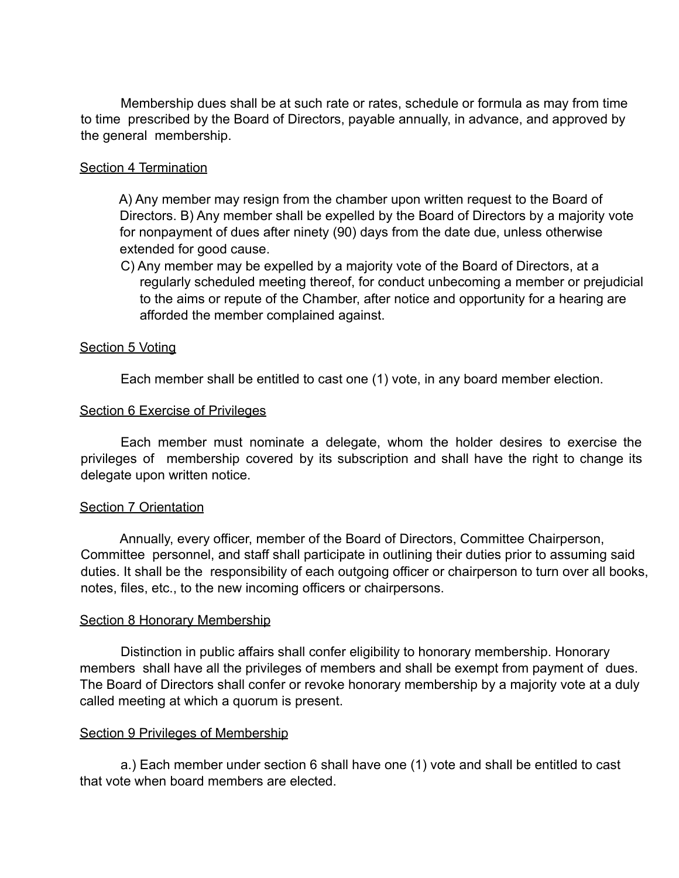Membership dues shall be at such rate or rates, schedule or formula as may from time to time prescribed by the Board of Directors, payable annually, in advance, and approved by the general membership.

Section 4 Termination

A) Any member may resign from the chamber upon written request to the Board of Directors. B) Any member shall be expelled by the Board of Directors by a majority vote for nonpayment of dues after ninety (90) days from the date due, unless otherwise extended for good cause.

C) Any member may be expelled by a majority vote of the Board of Directors, at a regularly scheduled meeting thereof, for conduct unbecoming a member or prejudicial to the aims or repute of the Chamber, after notice and opportunity for a hearing are afforded the member complained against.

Section 5 Voting

Each member shall be entitled to cast one (1) vote, in any board member election.

Section 6 Exercise of Privileges

Each member must nominate a delegate, whom the holder desires to exercise the privileges of membership covered by its subscription and shall have the right to change its delegate upon written notice.

Section 7 Orientation

Annually, every officer, member of the Board of Directors, Committee Chairperson, Committee personnel, and staff shall participate in outlining their duties prior to assuming said duties. It shall be the responsibility of each outgoing officer or chairperson to turn over all books, notes, files, etc., to the new incoming officers or chairpersons.

Section 8 Honorary Membership

Distinction in public affairs shall confer eligibility to honorary membership. Honorary members shall have all the privileges of members and shall be exempt from payment of dues. The Board of Directors shall confer or revoke honorary membership by a majority vote at a duly called meeting at which a quorum is present.

Section 9 Privileges of Membership

a.) Each member under section 6 shall have one (1) vote and shall be entitled to cast that vote when board members are elected.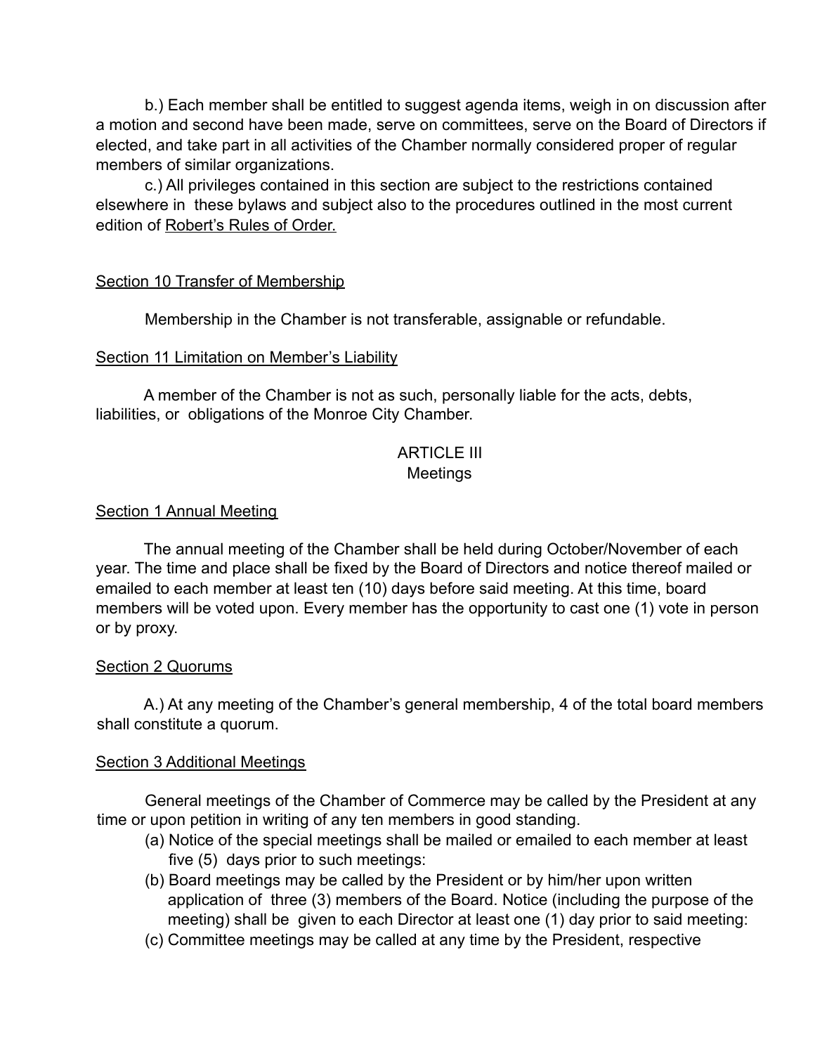b.) Each member shall be entitled to suggest agenda items, weigh in on discussion after a motion and second have been made, serve on committees, serve on the Board of Directors if elected, and take part in all activities of the Chamber normally considered proper of regular members of similar organizations.

c.) All privileges contained in this section are subject to the restrictions contained elsewhere in these bylaws and subject also to the procedures outlined in the most current edition of <u>Robert's Rules of Order.</u>

<u>Section 10 Transfer of Membership</u>

Membership in the Chamber is not transferable, assignable or refundable.

<u>Section 11 Limitation on Member's Liability</u>

A member of the Chamber is not as such, personally liable for the acts, debts, liabilities, or obligations of the Monroe City Chamber.

## ARTICLE III
## Meetings

<u>Section 1 Annual Meeting</u>

The annual meeting of the Chamber shall be held during October/November of each year. The time and place shall be fixed by the Board of Directors and notice thereof mailed or emailed to each member at least ten (10) days before said meeting. At this time, board members will be voted upon. Every member has the opportunity to cast one (1) vote in person or by proxy.

<u>Section 2 Quorums</u>

A.) At any meeting of the Chamber's general membership, 4 of the total board members shall constitute a quorum.

<u>Section 3 Additional Meetings</u>

General meetings of the Chamber of Commerce may be called by the President at any time or upon petition in writing of any ten members in good standing.

(a) Notice of the special meetings shall be mailed or emailed to each member at least five (5) days prior to such meetings:

(b) Board meetings may be called by the President or by him/her upon written application of three (3) members of the Board. Notice (including the purpose of the meeting) shall be given to each Director at least one (1) day prior to said meeting:

(c) Committee meetings may be called at any time by the President, respective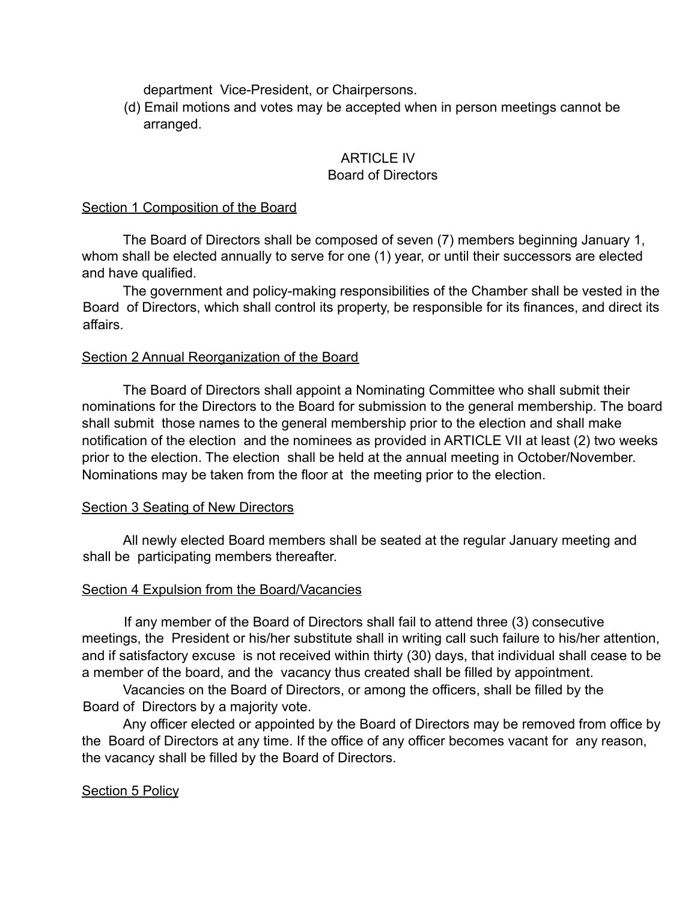department Vice-President, or Chairpersons.

(d) Email motions and votes may be accepted when in person meetings cannot be arranged.

## ARTICLE IV
## Board of Directors

<u>Section 1 Composition of the Board</u>

The Board of Directors shall be composed of seven (7) members beginning January 1, whom shall be elected annually to serve for one (1) year, or until their successors are elected and have qualified.

The government and policy-making responsibilities of the Chamber shall be vested in the Board of Directors, which shall control its property, be responsible for its finances, and direct its affairs.

<u>Section 2 Annual Reorganization of the Board</u>

The Board of Directors shall appoint a Nominating Committee who shall submit their nominations for the Directors to the Board for submission to the general membership. The board shall submit those names to the general membership prior to the election and shall make notification of the election and the nominees as provided in ARTICLE VII at least (2) two weeks prior to the election. The election shall be held at the annual meeting in October/November. Nominations may be taken from the floor at the meeting prior to the election.

<u>Section 3 Seating of New Directors</u>

All newly elected Board members shall be seated at the regular January meeting and shall be participating members thereafter.

<u>Section 4 Expulsion from the Board/Vacancies</u>

If any member of the Board of Directors shall fail to attend three (3) consecutive meetings, the President or his/her substitute shall in writing call such failure to his/her attention, and if satisfactory excuse is not received within thirty (30) days, that individual shall cease to be a member of the board, and the vacancy thus created shall be filled by appointment.

Vacancies on the Board of Directors, or among the officers, shall be filled by the Board of Directors by a majority vote.

Any officer elected or appointed by the Board of Directors may be removed from office by the Board of Directors at any time. If the office of any officer becomes vacant for any reason, the vacancy shall be filled by the Board of Directors.

<u>Section 5 Policy</u>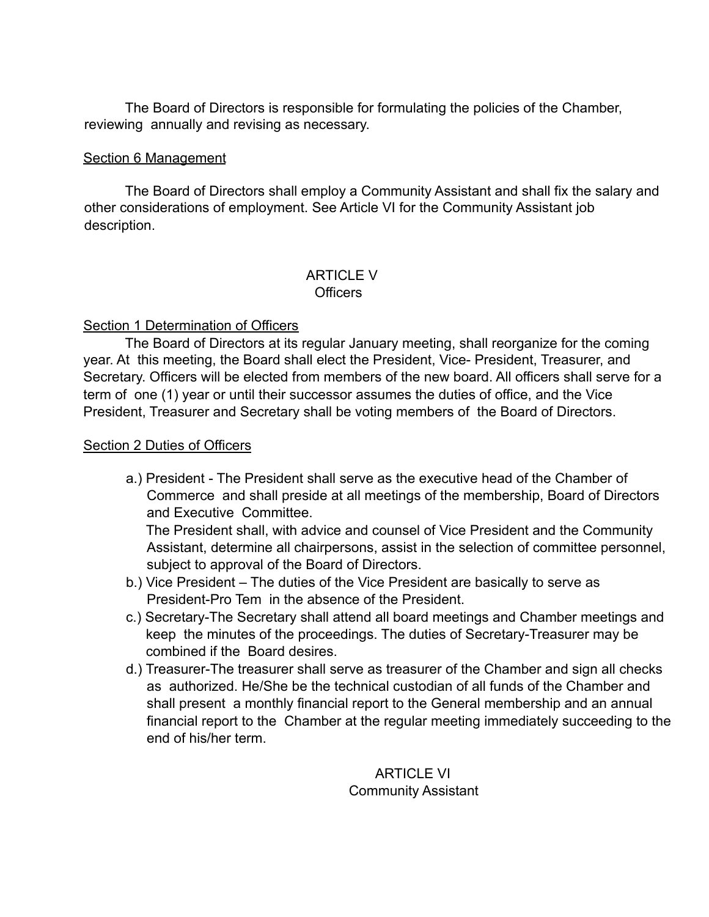The Board of Directors is responsible for formulating the policies of the Chamber, reviewing annually and revising as necessary.

<u>Section 6 Management</u>

The Board of Directors shall employ a Community Assistant and shall fix the salary and other considerations of employment. See Article VI for the Community Assistant job description.

## ARTICLE V
## Officers

<u>Section 1 Determination of Officers</u>

The Board of Directors at its regular January meeting, shall reorganize for the coming year. At this meeting, the Board shall elect the President, Vice- President, Treasurer, and Secretary. Officers will be elected from members of the new board. All officers shall serve for a term of one (1) year or until their successor assumes the duties of office, and the Vice President, Treasurer and Secretary shall be voting members of the Board of Directors.

<u>Section 2 Duties of Officers</u>

a.) President - The President shall serve as the executive head of the Chamber of Commerce and shall preside at all meetings of the membership, Board of Directors and Executive Committee.
The President shall, with advice and counsel of Vice President and the Community Assistant, determine all chairpersons, assist in the selection of committee personnel, subject to approval of the Board of Directors.

b.) Vice President – The duties of the Vice President are basically to serve as President-Pro Tem in the absence of the President.

c.) Secretary-The Secretary shall attend all board meetings and Chamber meetings and keep the minutes of the proceedings. The duties of Secretary-Treasurer may be combined if the Board desires.

d.) Treasurer-The treasurer shall serve as treasurer of the Chamber and sign all checks as authorized. He/She be the technical custodian of all funds of the Chamber and shall present a monthly financial report to the General membership and an annual financial report to the Chamber at the regular meeting immediately succeeding to the end of his/her term.

## ARTICLE VI
## Community Assistant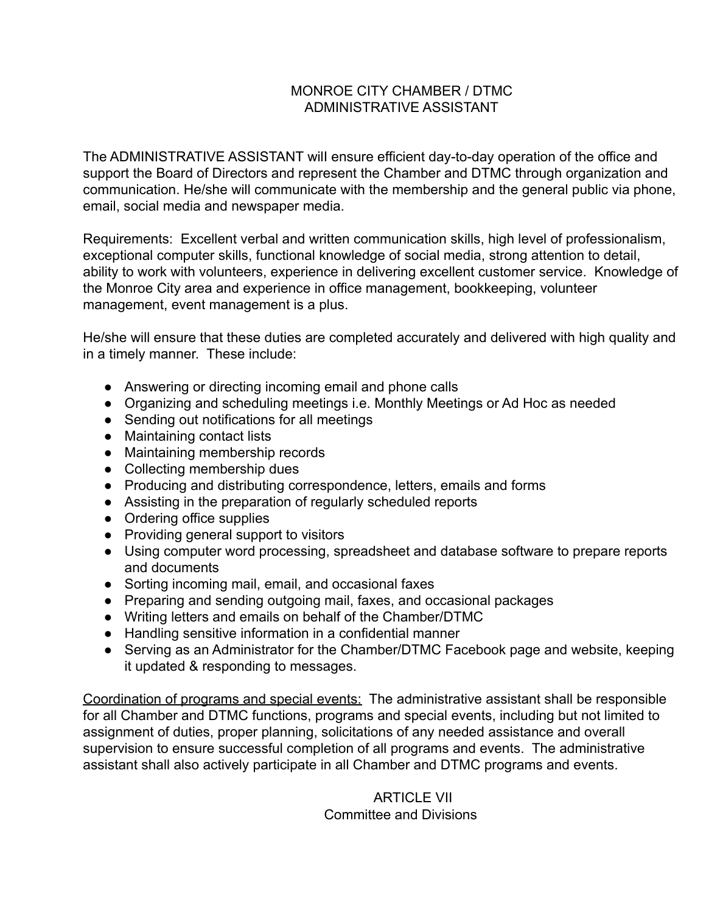## MONROE CITY CHAMBER / DTMC
## ADMINISTRATIVE ASSISTANT

The ADMINISTRATIVE ASSISTANT will ensure efficient day-to-day operation of the office and support the Board of Directors and represent the Chamber and DTMC through organization and communication. He/she will communicate with the membership and the general public via phone, email, social media and newspaper media.

Requirements: Excellent verbal and written communication skills, high level of professionalism, exceptional computer skills, functional knowledge of social media, strong attention to detail, ability to work with volunteers, experience in delivering excellent customer service. Knowledge of the Monroe City area and experience in office management, bookkeeping, volunteer management, event management is a plus.

He/she will ensure that these duties are completed accurately and delivered with high quality and in a timely manner. These include:

- Answering or directing incoming email and phone calls
- Organizing and scheduling meetings i.e. Monthly Meetings or Ad Hoc as needed
- Sending out notifications for all meetings
- Maintaining contact lists
- Maintaining membership records
- Collecting membership dues
- Producing and distributing correspondence, letters, emails and forms
- Assisting in the preparation of regularly scheduled reports
- Ordering office supplies
- Providing general support to visitors
- Using computer word processing, spreadsheet and database software to prepare reports and documents
- Sorting incoming mail, email, and occasional faxes
- Preparing and sending outgoing mail, faxes, and occasional packages
- Writing letters and emails on behalf of the Chamber/DTMC
- Handling sensitive information in a confidential manner
- Serving as an Administrator for the Chamber/DTMC Facebook page and website, keeping it updated & responding to messages.

<u>Coordination of programs and special events:</u> The administrative assistant shall be responsible for all Chamber and DTMC functions, programs and special events, including but not limited to assignment of duties, proper planning, solicitations of any needed assistance and overall supervision to ensure successful completion of all programs and events. The administrative assistant shall also actively participate in all Chamber and DTMC programs and events.

## ARTICLE VII
## Committee and Divisions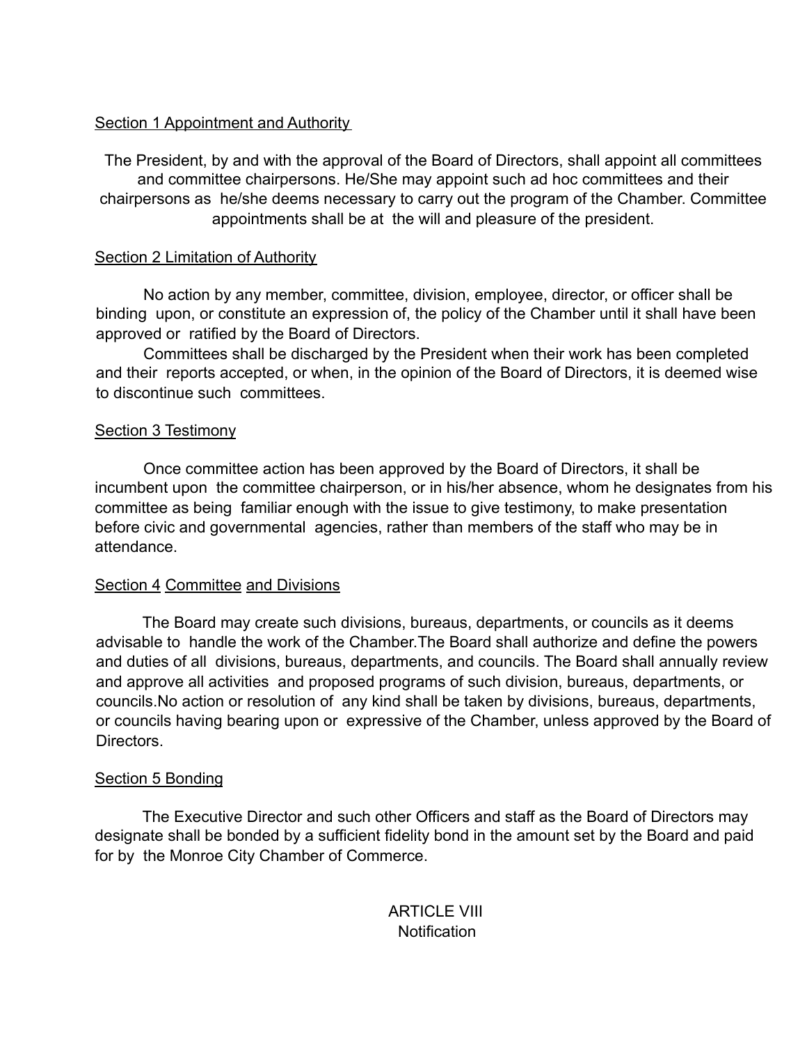Section 1 Appointment and Authority

The President, by and with the approval of the Board of Directors, shall appoint all committees and committee chairpersons. He/She may appoint such ad hoc committees and their chairpersons as he/she deems necessary to carry out the program of the Chamber. Committee appointments shall be at the will and pleasure of the president.

Section 2 Limitation of Authority

No action by any member, committee, division, employee, director, or officer shall be binding upon, or constitute an expression of, the policy of the Chamber until it shall have been approved or ratified by the Board of Directors.

Committees shall be discharged by the President when their work has been completed and their reports accepted, or when, in the opinion of the Board of Directors, it is deemed wise to discontinue such committees.

Section 3 Testimony

Once committee action has been approved by the Board of Directors, it shall be incumbent upon the committee chairperson, or in his/her absence, whom he designates from his committee as being familiar enough with the issue to give testimony, to make presentation before civic and governmental agencies, rather than members of the staff who may be in attendance.

Section 4 Committee and Divisions

The Board may create such divisions, bureaus, departments, or councils as it deems advisable to handle the work of the Chamber.The Board shall authorize and define the powers and duties of all divisions, bureaus, departments, and councils. The Board shall annually review and approve all activities and proposed programs of such division, bureaus, departments, or councils.No action or resolution of any kind shall be taken by divisions, bureaus, departments, or councils having bearing upon or expressive of the Chamber, unless approved by the Board of Directors.

Section 5 Bonding

The Executive Director and such other Officers and staff as the Board of Directors may designate shall be bonded by a sufficient fidelity bond in the amount set by the Board and paid for by the Monroe City Chamber of Commerce.

## ARTICLE VIII
## Notification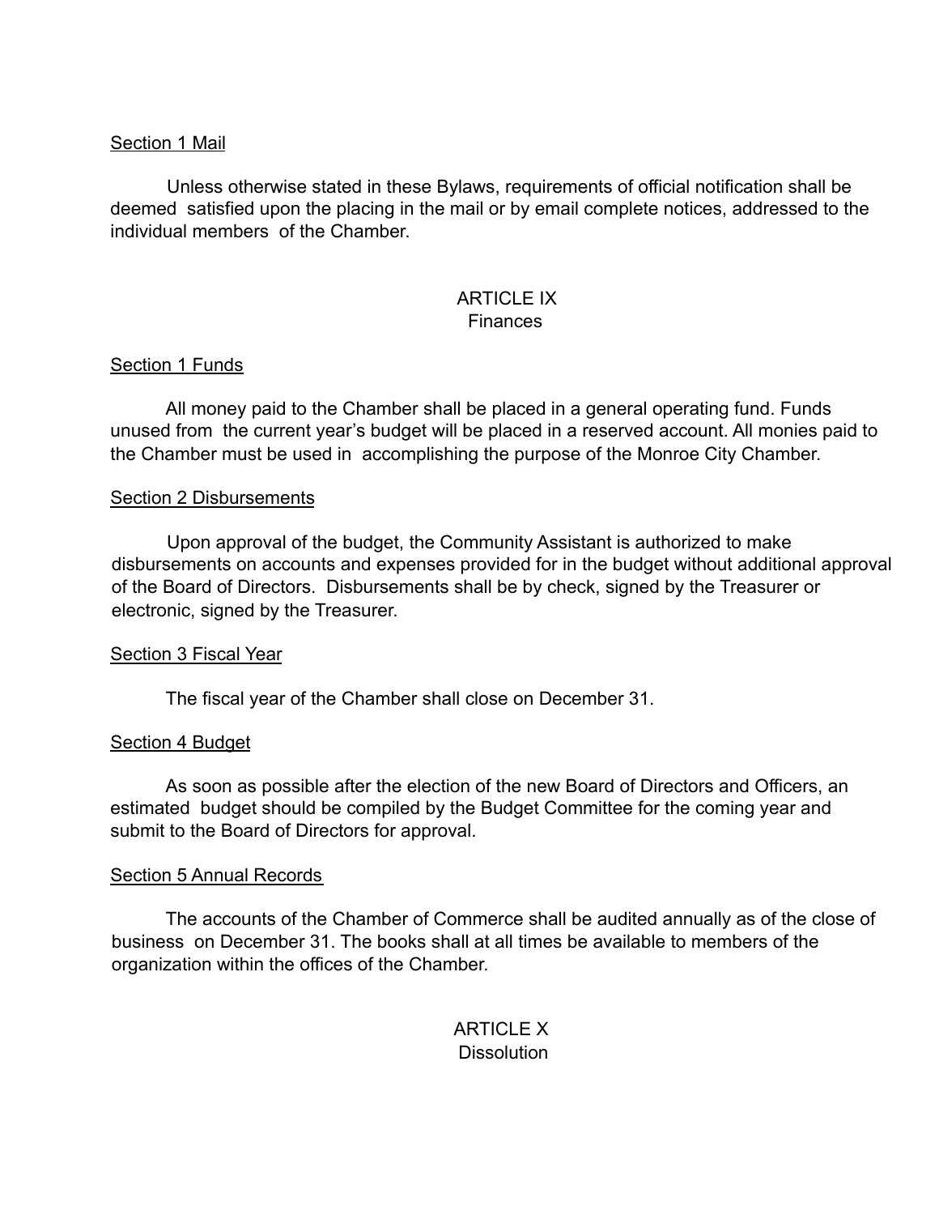Section 1 Mail

Unless otherwise stated in these Bylaws, requirements of official notification shall be deemed satisfied upon the placing in the mail or by email complete notices, addressed to the individual members of the Chamber.

## ARTICLE IX
## Finances

Section 1 Funds

All money paid to the Chamber shall be placed in a general operating fund. Funds unused from the current year's budget will be placed in a reserved account. All monies paid to the Chamber must be used in accomplishing the purpose of the Monroe City Chamber.

Section 2 Disbursements

Upon approval of the budget, the Community Assistant is authorized to make disbursements on accounts and expenses provided for in the budget without additional approval of the Board of Directors. Disbursements shall be by check, signed by the Treasurer or electronic, signed by the Treasurer.

Section 3 Fiscal Year

The fiscal year of the Chamber shall close on December 31.

Section 4 Budget

As soon as possible after the election of the new Board of Directors and Officers, an estimated budget should be compiled by the Budget Committee for the coming year and submit to the Board of Directors for approval.

Section 5 Annual Records

The accounts of the Chamber of Commerce shall be audited annually as of the close of business on December 31. The books shall at all times be available to members of the organization within the offices of the Chamber.

## ARTICLE X
## Dissolution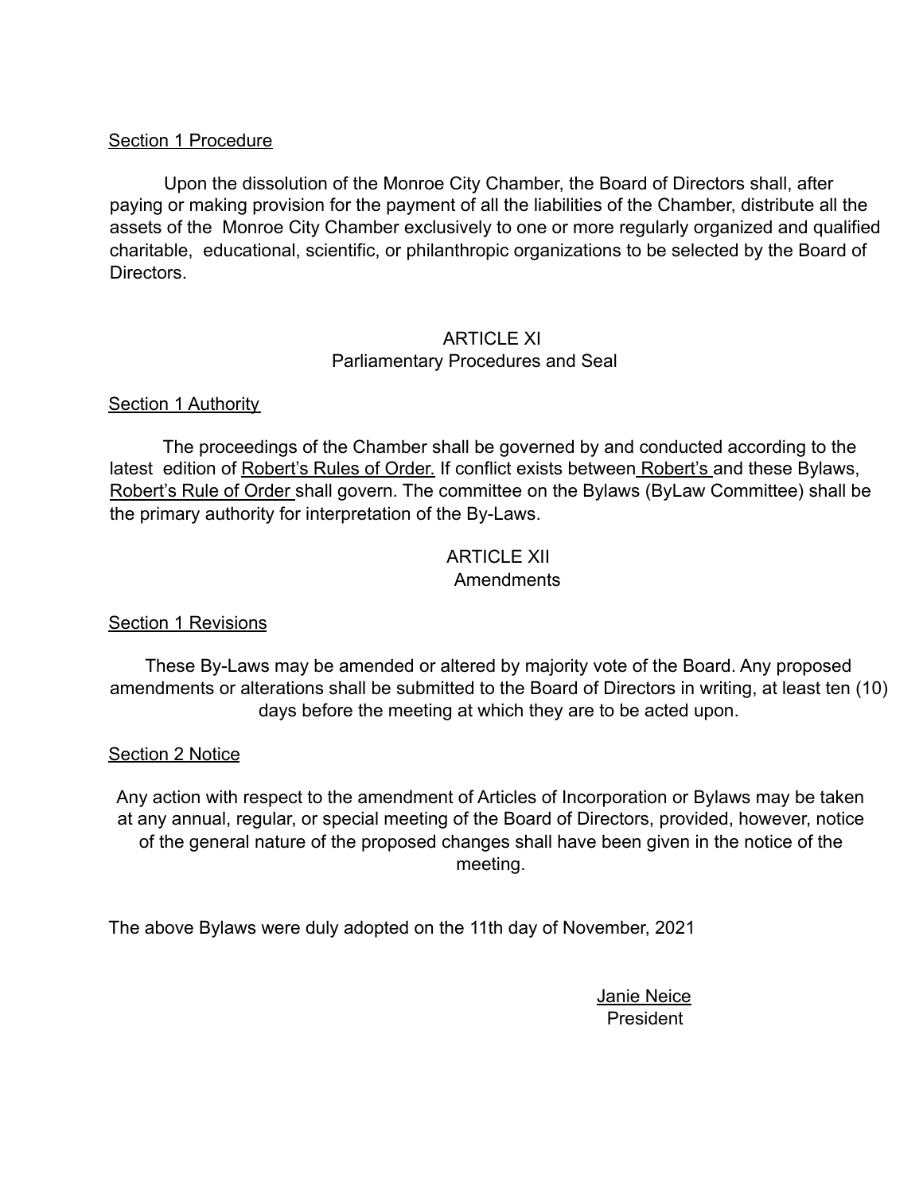Section 1 Procedure

Upon the dissolution of the Monroe City Chamber, the Board of Directors shall, after paying or making provision for the payment of all the liabilities of the Chamber, distribute all the assets of the Monroe City Chamber exclusively to one or more regularly organized and qualified charitable, educational, scientific, or philanthropic organizations to be selected by the Board of Directors.

## ARTICLE XI
## Parliamentary Procedures and Seal

Section 1 Authority

The proceedings of the Chamber shall be governed by and conducted according to the latest edition of Robert's Rules of Order. If conflict exists between Robert's and these Bylaws, Robert's Rule of Order shall govern. The committee on the Bylaws (ByLaw Committee) shall be the primary authority for interpretation of the By-Laws.

## ARTICLE XII
## Amendments

Section 1 Revisions

These By-Laws may be amended or altered by majority vote of the Board. Any proposed amendments or alterations shall be submitted to the Board of Directors in writing, at least ten (10) days before the meeting at which they are to be acted upon.

Section 2 Notice

Any action with respect to the amendment of Articles of Incorporation or Bylaws may be taken at any annual, regular, or special meeting of the Board of Directors, provided, however, notice of the general nature of the proposed changes shall have been given in the notice of the meeting.

The above Bylaws were duly adopted on the 11th day of November, 2021

Janie Neice
President